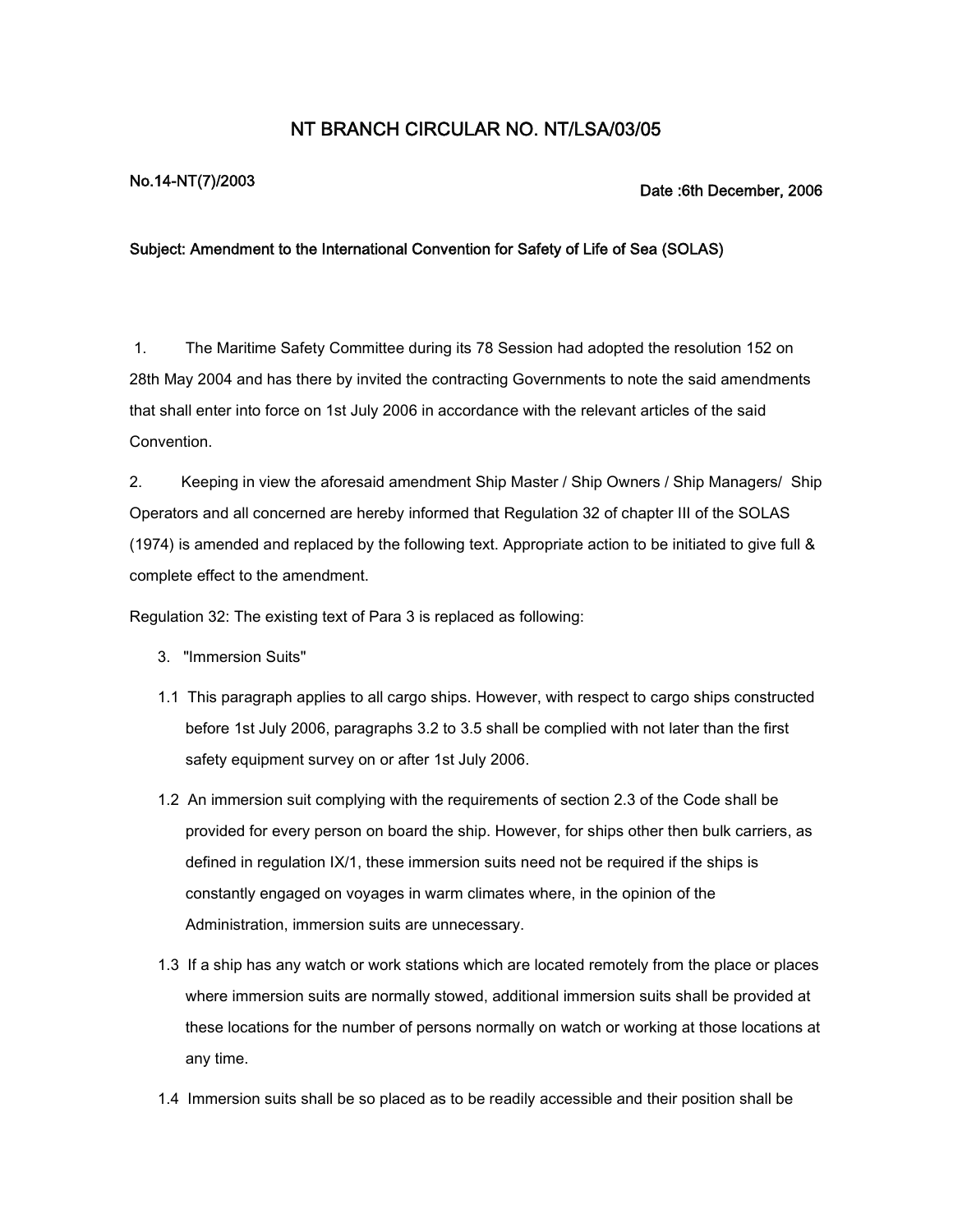# NT BRANCH CIRCULAR NO. NT/LSA/03/05

**No.14-NT(7)/2003**

**Date :6th December, 2006**

**Subject: Amendment to the International Convention for Safety of Life of Sea (SOLAS)**

1. The Maritime Safety Committee during its 78 Session had adopted the resolution 152 on 28th May 2004 and has there by invited the contracting Governments to note the said amendments that shall enter into force on 1st July 2006 in accordance with the relevant articles of the said Convention.

2. Keeping in view the aforesaid amendment Ship Master / Ship Owners / Ship Managers/ Ship Operators and all concerned are hereby informed that Regulation 32 of chapter III of the SOLAS (1974) is amended and replaced by the following text. Appropriate action to be initiated to give full & complete effect to the amendment.

Regulation 32: The existing text of Para 3 is replaced as following:

3. "Immersion Suits"

1.1 This paragraph applies to all cargo ships. However, with respect to cargo ships constructed before 1st July 2006, paragraphs 3.2 to 3.5 shall be complied with not later than the first safety equipment survey on or after 1st July 2006.

1.2 An immersion suit complying with the requirements of section 2.3 of the Code shall be provided for every person on board the ship. However, for ships other then bulk carriers, as defined in regulation IX/1, these immersion suits need not be required if the ships is constantly engaged on voyages in warm climates where, in the opinion of the Administration, immersion suits are unnecessary.

1.3 If a ship has any watch or work stations which are located remotely from the place or places where immersion suits are normally stowed, additional immersion suits shall be provided at these locations for the number of persons normally on watch or working at those locations at any time.

1.4 Immersion suits shall be so placed as to be readily accessible and their position shall be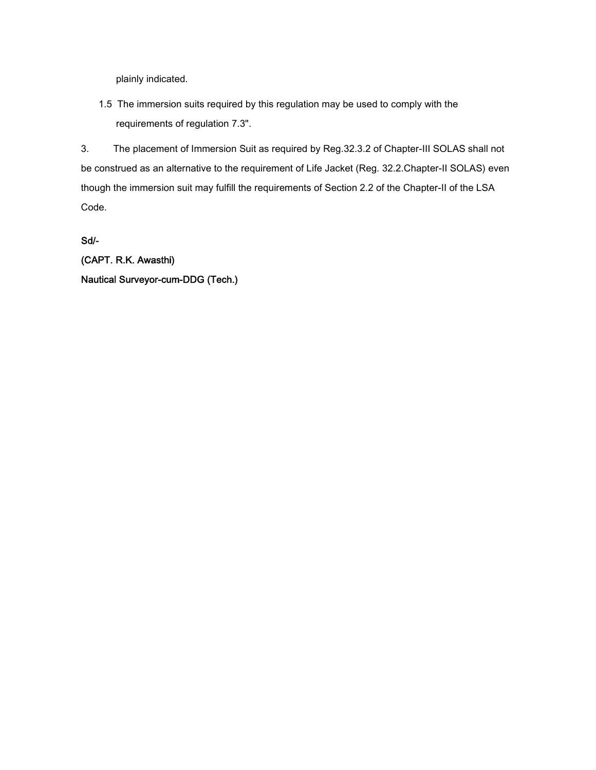plainly indicated.

1.5 The immersion suits required by this regulation may be used to comply with the requirements of regulation 7.3".

3. The placement of Immersion Suit as required by Reg.32.3.2 of Chapter-III SOLAS shall not be construed as an alternative to the requirement of Life Jacket (Reg. 32.2.Chapter-II SOLAS) even though the immersion suit may fulfill the requirements of Section 2.2 of the Chapter-II of the LSA Code.

Sd/-

(CAPT. R.K. Awasthi)

Nautical Surveyor-cum-DDG (Tech.)